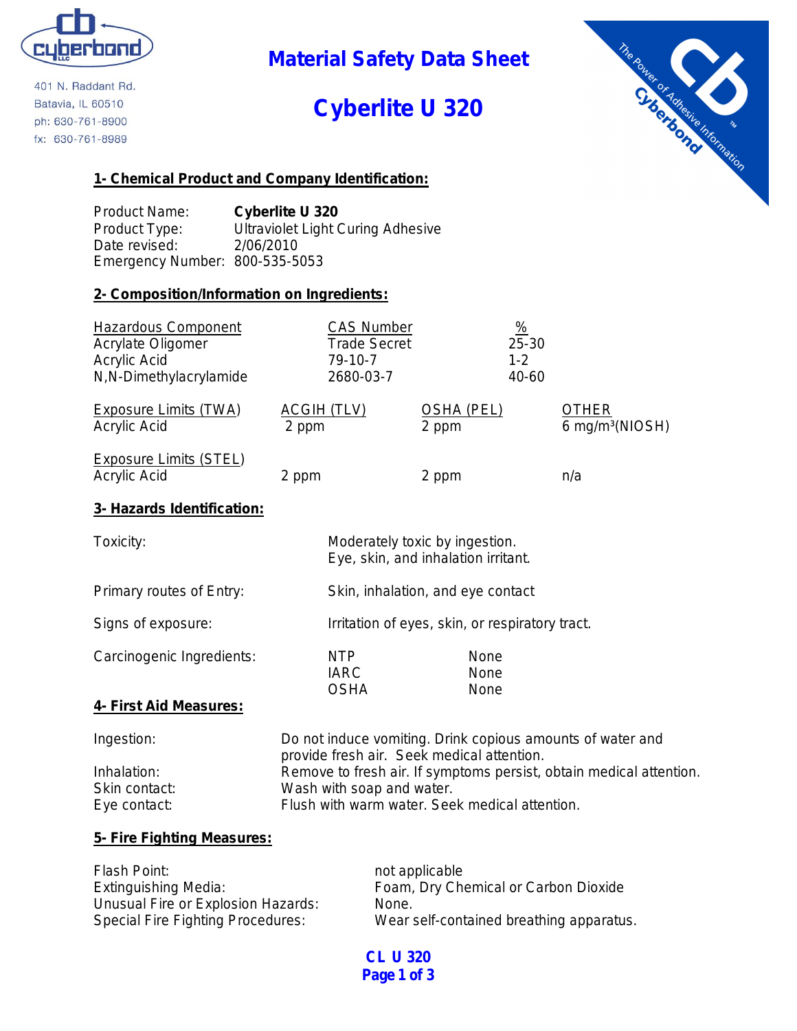cyberbond LLC

401 N. Raddant Rd.
Batavia, IL 60510
ph: 630-761-8900
fx: 630-761-8989

# Material Safety Data Sheet

# Cyberlite U 320

The Power of Adhesive Information™ Cyberbond

## 1- Chemical Product and Company Identification:

| | |
|---|---|
| Product Name: | **Cyberlite U 320** |
| Product Type: | Ultraviolet Light Curing Adhesive |
| Date revised: | 2/06/2010 |
| Emergency Number: | 800-535-5053 |

## 2- Composition/Information on Ingredients:

| Hazardous Component | CAS Number | % |
|---|---|---|
| Acrylate Oligomer | Trade Secret | 25-30 |
| Acrylic Acid | 79-10-7 | 1-2 |
| N,N-Dimethylacrylamide | 2680-03-7 | 40-60 |

| Exposure Limits (TWA) | ACGIH (TLV) | OSHA (PEL) | OTHER |
|---|---|---|---|
| Acrylic Acid | 2 ppm | 2 ppm | 6 mg/m³(NIOSH) |
| **Exposure Limits (STEL)** | | | |
| Acrylic Acid | 2 ppm | 2 ppm | n/a |

## 3- Hazards Identification:

| | | |
|---|---|---|
| Toxicity: | Moderately toxic by ingestion. Eye, skin, and inhalation irritant. | |
| Primary routes of Entry: | Skin, inhalation, and eye contact | |
| Signs of exposure: | Irritation of eyes, skin, or respiratory tract. | |
| Carcinogenic Ingredients: | NTP | None |
| | IARC | None |
| | OSHA | None |

## 4- First Aid Measures:

| | |
|---|---|
| Ingestion: | Do not induce vomiting. Drink copious amounts of water and provide fresh air. Seek medical attention. |
| Inhalation: | Remove to fresh air. If symptoms persist, obtain medical attention. |
| Skin contact: | Wash with soap and water. |
| Eye contact: | Flush with warm water. Seek medical attention. |

## 5- Fire Fighting Measures:

| | |
|---|---|
| Flash Point: | not applicable |
| Extinguishing Media: | Foam, Dry Chemical or Carbon Dioxide |
| Unusual Fire or Explosion Hazards: | None. |
| Special Fire Fighting Procedures: | Wear self-contained breathing apparatus. |

**CL U 320**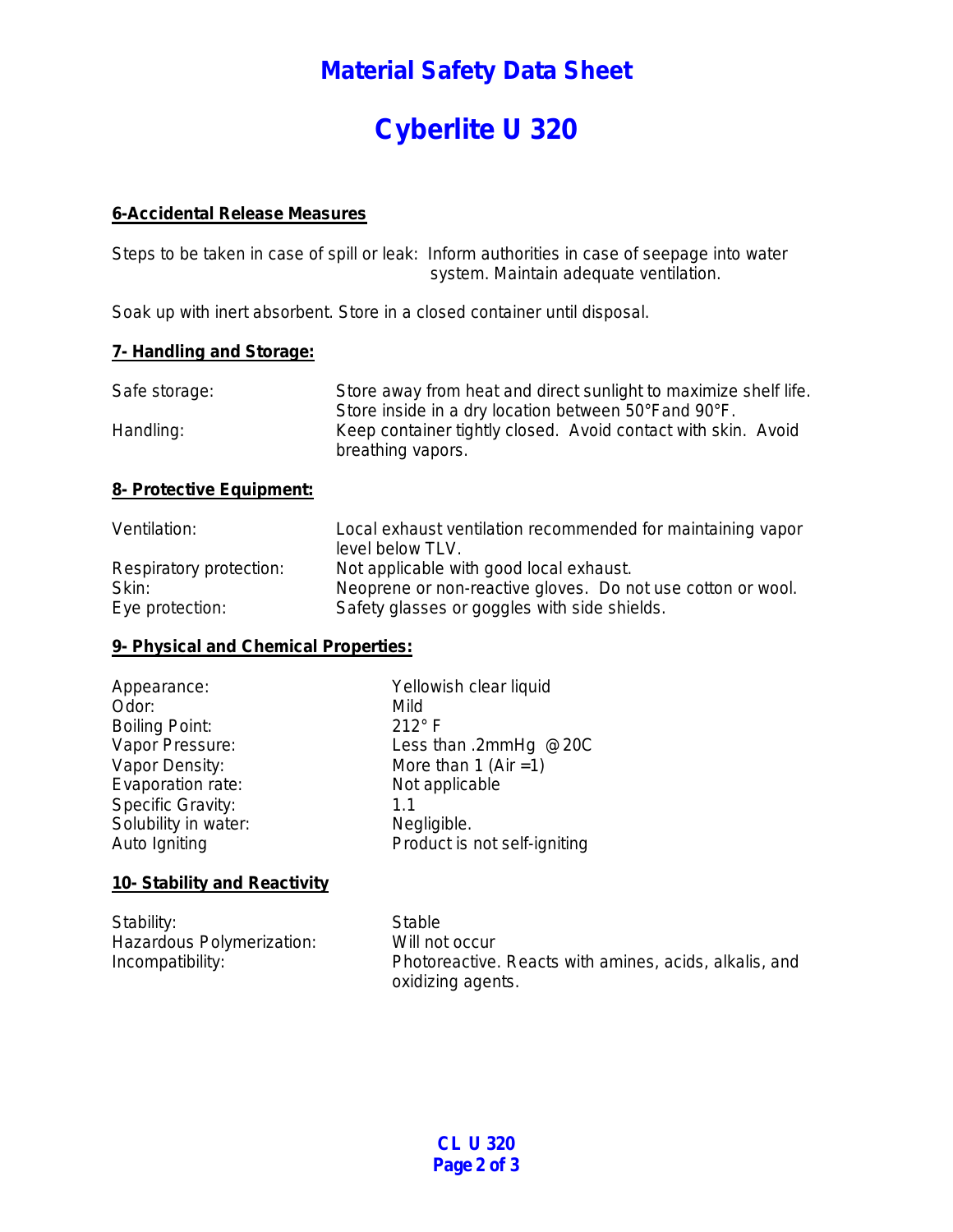# Material Safety Data Sheet

# Cyberlite U 320

## 6-Accidental Release Measures

Steps to be taken in case of spill or leak: Inform authorities in case of seepage into water system. Maintain adequate ventilation.

Soak up with inert absorbent. Store in a closed container until disposal.

## 7- Handling and Storage:

| | |
|---|---|
| Safe storage: | Store away from heat and direct sunlight to maximize shelf life. Store inside in a dry location between 50°F and 90°F. |
| Handling: | Keep container tightly closed. Avoid contact with skin. Avoid breathing vapors. |

## 8- Protective Equipment:

| | |
|---|---|
| Ventilation: | Local exhaust ventilation recommended for maintaining vapor level below TLV. |
| Respiratory protection: | Not applicable with good local exhaust. |
| Skin: | Neoprene or non-reactive gloves. Do not use cotton or wool. |
| Eye protection: | Safety glasses or goggles with side shields. |

## 9- Physical and Chemical Properties:

| | |
|---|---|
| Appearance: | Yellowish clear liquid |
| Odor: | Mild |
| Boiling Point: | 212° F |
| Vapor Pressure: | Less than .2mmHg @20C |
| Vapor Density: | More than 1 (Air =1) |
| Evaporation rate: | Not applicable |
| Specific Gravity: | 1.1 |
| Solubility in water: | Negligible. |
| Auto Igniting | Product is not self-igniting |

## 10- Stability and Reactivity

| | |
|---|---|
| Stability: | Stable |
| Hazardous Polymerization: | Will not occur |
| Incompatibility: | Photoreactive. Reacts with amines, acids, alkalis, and oxidizing agents. |

CL U 320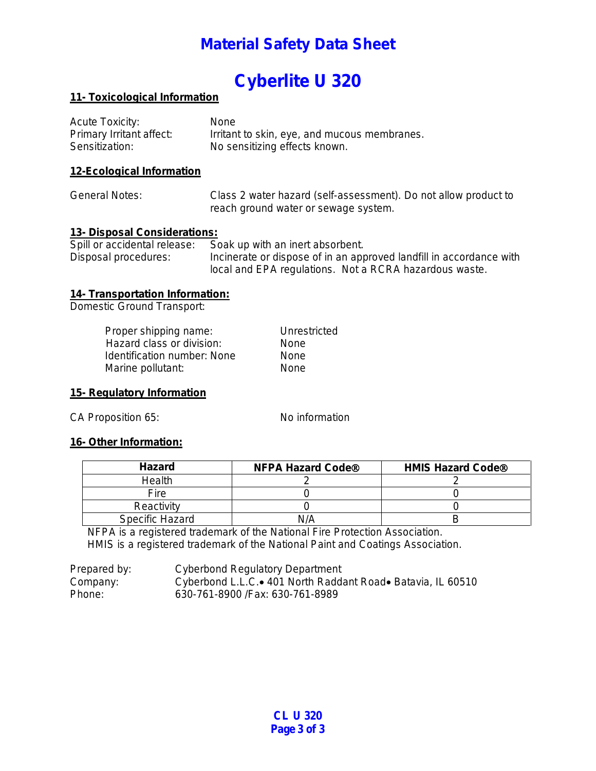# Material Safety Data Sheet

# Cyberlite U 320

## 11- Toxicological Information

Acute Toxicity: None
Primary Irritant affect: Irritant to skin, eye, and mucous membranes.
Sensitization: No sensitizing effects known.

## 12-Ecological Information

General Notes: Class 2 water hazard (self-assessment). Do not allow product to reach ground water or sewage system.

## 13- Disposal Considerations:

Spill or accidental release: Soak up with an inert absorbent.
Disposal procedures: Incinerate or dispose of in an approved landfill in accordance with local and EPA regulations. Not a RCRA hazardous waste.

## 14- Transportation Information:

Domestic Ground Transport:

Proper shipping name: Unrestricted
Hazard class or division: None
Identification number: None None
Marine pollutant: None

## 15- Regulatory Information

CA Proposition 65: No information

## 16- Other Information:

| Hazard | NFPA Hazard Code® | HMIS Hazard Code® |
|---|---|---|
| Health | 2 | 2 |
| Fire | 0 | 0 |
| Reactivity | 0 | 0 |
| Specific Hazard | N/A | B |

NFPA is a registered trademark of the National Fire Protection Association.
HMIS is a registered trademark of the National Paint and Coatings Association.

Prepared by: Cyberbond Regulatory Department
Company: Cyberbond L.L.C.• 401 North Raddant Road• Batavia, IL 60510
Phone: 630-761-8900 /Fax: 630-761-8989

CL U 320